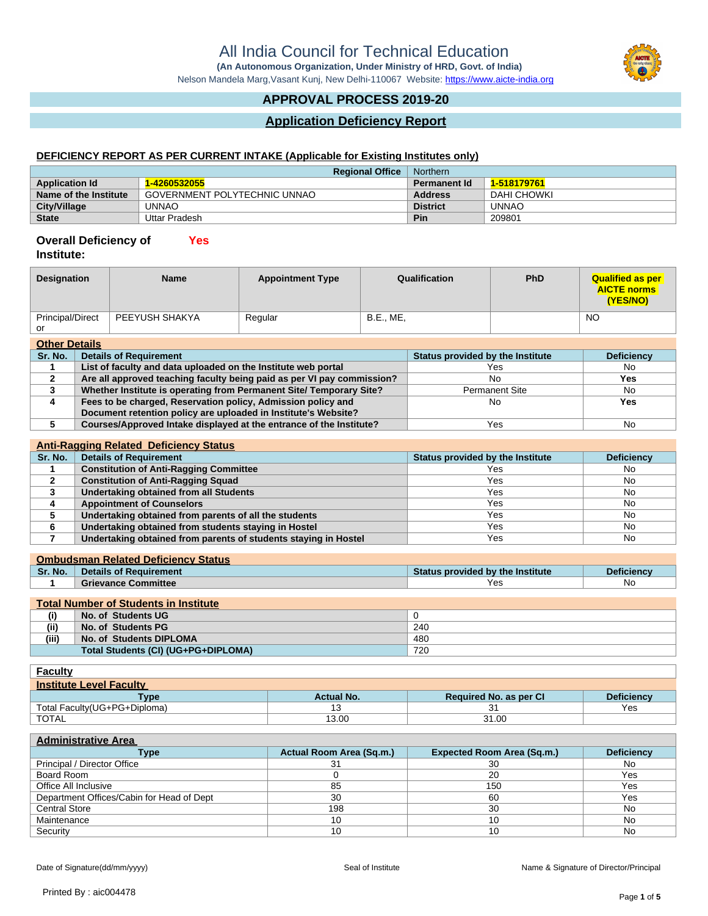# All India Council for Technical Education

**(An Autonomous Organization, Under Ministry of HRD, Govt. of India)**

Nelson Mandela Marg,Vasant Kunj, New Delhi-110067 Website: https://www.aicte-india.org

## APPROVAL PROCESS 2019-20

## Application Deficiency Report

### DEFICIENCY REPORT AS PER CURRENT INTAKE (Applicable for Existing Institutes only)

| | | **Regional Office** | Northern |
|---|---|---|---|
| **Application Id** | 1-4260532055 | **Permanent Id** | 1-518179761 |
| **Name of the Institute** | GOVERNMENT POLYTECHNIC UNNAO | **Address** | DAHI CHOWKI |
| **City/Village** | UNNAO | **District** | UNNAO |
| **State** | Uttar Pradesh | **Pin** | 209801 |

**Overall Deficiency of Institute:** Yes

| Designation | Name | Appointment Type | Qualification | PhD | Qualified as per AICTE norms (YES/NO) |
|---|---|---|---|---|---|
| Principal/Director | PEEYUSH SHAKYA | Regular | B.E., ME, | | NO |

**Other Details**

| Sr. No. | Details of Requirement | Status provided by the Institute | Deficiency |
|---|---|---|---|
| 1 | List of faculty and data uploaded on the Institute web portal | Yes | No |
| 2 | Are all approved teaching faculty being paid as per VI pay commission? | No | **Yes** |
| 3 | Whether Institute is operating from Permanent Site/ Temporary Site? | Permanent Site | No |
| 4 | Fees to be charged, Reservation policy, Admission policy and Document retention policy are uploaded in Institute's Website? | No | **Yes** |
| 5 | Courses/Approved Intake displayed at the entrance of the Institute? | Yes | No |

**Anti-Ragging Related Deficiency Status**

| Sr. No. | Details of Requirement | Status provided by the Institute | Deficiency |
|---|---|---|---|
| 1 | Constitution of Anti-Ragging Committee | Yes | No |
| 2 | Constitution of Anti-Ragging Squad | Yes | No |
| 3 | Undertaking obtained from all Students | Yes | No |
| 4 | Appointment of Counselors | Yes | No |
| 5 | Undertaking obtained from parents of all the students | Yes | No |
| 6 | Undertaking obtained from students staying in Hostel | Yes | No |
| 7 | Undertaking obtained from parents of students staying in Hostel | Yes | No |

**Ombudsman Related Deficiency Status**

| Sr. No. | Details of Requirement | Status provided by the Institute | Deficiency |
|---|---|---|---|
| 1 | Grievance Committee | Yes | No |

**Total Number of Students in Institute**

| | | |
|---|---|---|
| (i) | No. of Students UG | 0 |
| (ii) | No. of Students PG | 240 |
| (iii) | No. of Students DIPLOMA | 480 |
| | Total Students (CI) (UG+PG+DIPLOMA) | 720 |

**Faculty**

**Institute Level Faculty**

| Type | Actual No. | Required No. as per CI | Deficiency |
|---|---|---|---|
| Total Faculty(UG+PG+Diploma) | 13 | 31 | Yes |
| TOTAL | 13.00 | 31.00 | |

**Administrative Area**

| Type | Actual Room Area (Sq.m.) | Expected Room Area (Sq.m.) | Deficiency |
|---|---|---|---|
| Principal / Director Office | 31 | 30 | No |
| Board Room | 0 | 20 | Yes |
| Office All Inclusive | 85 | 150 | Yes |
| Department Offices/Cabin for Head of Dept | 30 | 60 | Yes |
| Central Store | 198 | 30 | No |
| Maintenance | 10 | 10 | No |
| Security | 10 | 10 | No |

Date of Signature(dd/mm/yyyy) Seal of Institute Name & Signature of Director/Principal

Printed By : aic004478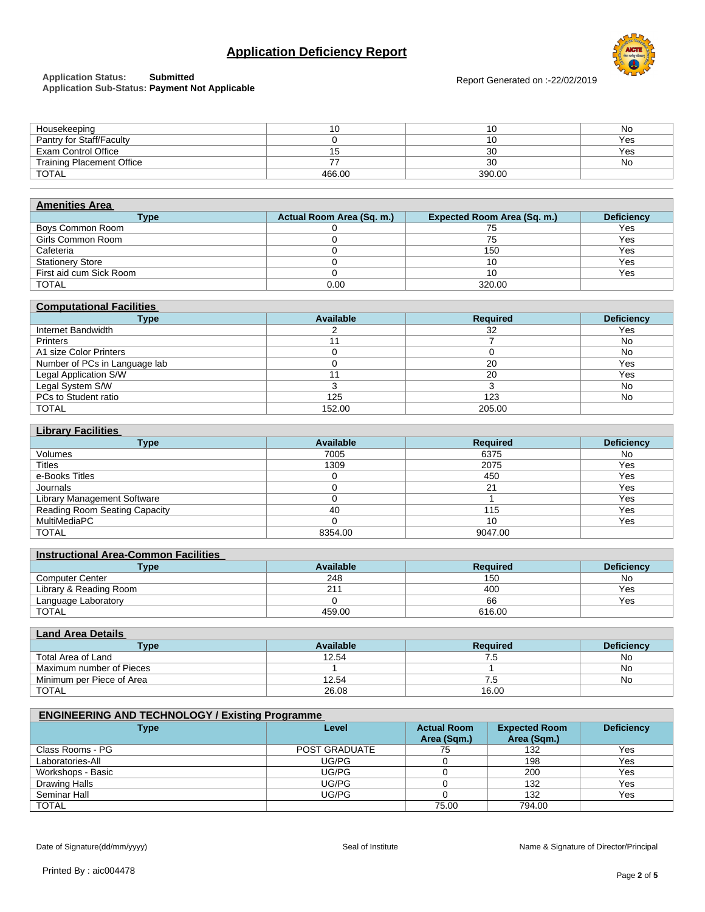# Application Deficiency Report

**Application Status:** **Submitted**
**Application Sub-Status:** **Payment Not Applicable**

Report Generated on :-22/02/2019

| | | | |
|---|---|---|---|
| Housekeeping | 10 | 10 | No |
| Pantry for Staff/Faculty | 0 | 10 | Yes |
| Exam Control Office | 15 | 30 | Yes |
| Training Placement Office | 77 | 30 | No |
| TOTAL | 466.00 | 390.00 | |

**Amenities Area**

| Type | Actual Room Area (Sq. m.) | Expected Room Area (Sq. m.) | Deficiency |
|---|---|---|---|
| Boys Common Room | 0 | 75 | Yes |
| Girls Common Room | 0 | 75 | Yes |
| Cafeteria | 0 | 150 | Yes |
| Stationery Store | 0 | 10 | Yes |
| First aid cum Sick Room | 0 | 10 | Yes |
| TOTAL | 0.00 | 320.00 | |

**Computational Facilities**

| Type | Available | Required | Deficiency |
|---|---|---|---|
| Internet Bandwidth | 2 | 32 | Yes |
| Printers | 11 | 7 | No |
| A1 size Color Printers | 0 | 0 | No |
| Number of PCs in Language lab | 0 | 20 | Yes |
| Legal Application S/W | 11 | 20 | Yes |
| Legal System S/W | 3 | 3 | No |
| PCs to Student ratio | 125 | 123 | No |
| TOTAL | 152.00 | 205.00 | |

**Library Facilities**

| Type | Available | Required | Deficiency |
|---|---|---|---|
| Volumes | 7005 | 6375 | No |
| Titles | 1309 | 2075 | Yes |
| e-Books Titles | 0 | 450 | Yes |
| Journals | 0 | 21 | Yes |
| Library Management Software | 0 | 1 | Yes |
| Reading Room Seating Capacity | 40 | 115 | Yes |
| MultiMediaPC | 0 | 10 | Yes |
| TOTAL | 8354.00 | 9047.00 | |

**Instructional Area-Common Facilities**

| Type | Available | Required | Deficiency |
|---|---|---|---|
| Computer Center | 248 | 150 | No |
| Library & Reading Room | 211 | 400 | Yes |
| Language Laboratory | 0 | 66 | Yes |
| TOTAL | 459.00 | 616.00 | |

**Land Area Details**

| Type | Available | Required | Deficiency |
|---|---|---|---|
| Total Area of Land | 12.54 | 7.5 | No |
| Maximum number of Pieces | 1 | 1 | No |
| Minimum per Piece of Area | 12.54 | 7.5 | No |
| TOTAL | 26.08 | 16.00 | |

**ENGINEERING AND TECHNOLOGY / Existing Programme**

| Type | Level | Actual Room Area (Sqm.) | Expected Room Area (Sqm.) | Deficiency |
|---|---|---|---|---|
| Class Rooms - PG | POST GRADUATE | 75 | 132 | Yes |
| Laboratories-All | UG/PG | 0 | 198 | Yes |
| Workshops - Basic | UG/PG | 0 | 200 | Yes |
| Drawing Halls | UG/PG | 0 | 132 | Yes |
| Seminar Hall | UG/PG | 0 | 132 | Yes |
| TOTAL | | 75.00 | 794.00 | |

Date of Signature(dd/mm/yyyy) Seal of Institute Name & Signature of Director/Principal

Printed By : aic004478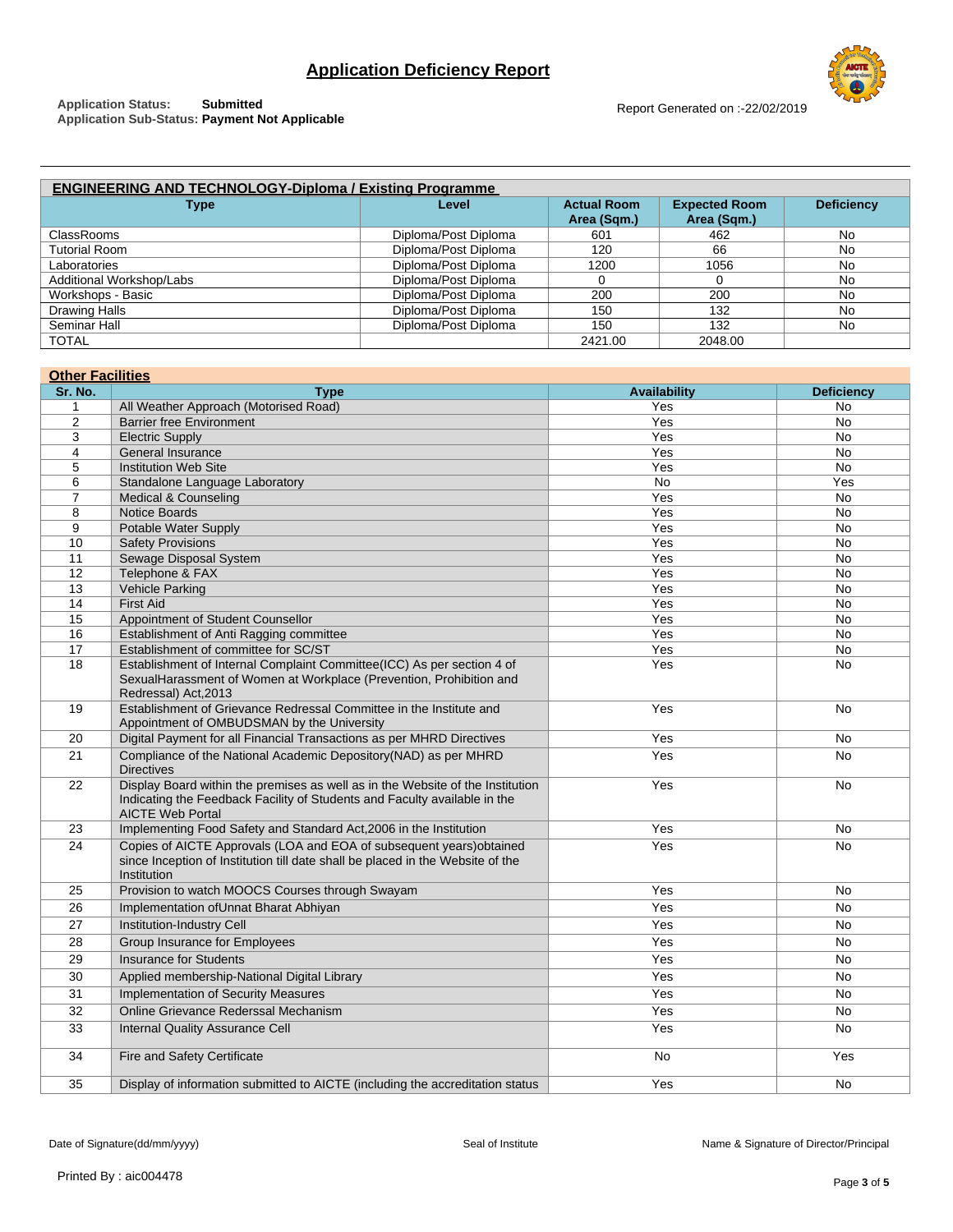# Application Deficiency Report

**Application Status:** Submitted
**Application Sub-Status:** Payment Not Applicable

Report Generated on :-22/02/2019

## ENGINEERING AND TECHNOLOGY-Diploma / Existing Programme

| Type | Level | Actual Room Area (Sqm.) | Expected Room Area (Sqm.) | Deficiency |
|---|---|---|---|---|
| ClassRooms | Diploma/Post Diploma | 601 | 462 | No |
| Tutorial Room | Diploma/Post Diploma | 120 | 66 | No |
| Laboratories | Diploma/Post Diploma | 1200 | 1056 | No |
| Additional Workshop/Labs | Diploma/Post Diploma | 0 | 0 | No |
| Workshops - Basic | Diploma/Post Diploma | 200 | 200 | No |
| Drawing Halls | Diploma/Post Diploma | 150 | 132 | No |
| Seminar Hall | Diploma/Post Diploma | 150 | 132 | No |
| TOTAL | | 2421.00 | 2048.00 | |

## Other Facilities

| Sr. No. | Type | Availability | Deficiency |
|---|---|---|---|
| 1 | All Weather Approach (Motorised Road) | Yes | No |
| 2 | Barrier free Environment | Yes | No |
| 3 | Electric Supply | Yes | No |
| 4 | General Insurance | Yes | No |
| 5 | Institution Web Site | Yes | No |
| 6 | Standalone Language Laboratory | No | Yes |
| 7 | Medical & Counseling | Yes | No |
| 8 | Notice Boards | Yes | No |
| 9 | Potable Water Supply | Yes | No |
| 10 | Safety Provisions | Yes | No |
| 11 | Sewage Disposal System | Yes | No |
| 12 | Telephone & FAX | Yes | No |
| 13 | Vehicle Parking | Yes | No |
| 14 | First Aid | Yes | No |
| 15 | Appointment of Student Counsellor | Yes | No |
| 16 | Establishment of Anti Ragging committee | Yes | No |
| 17 | Establishment of committee for SC/ST | Yes | No |
| 18 | Establishment of Internal Complaint Committee(ICC) As per section 4 of SexualHarassment of Women at Workplace (Prevention, Prohibition and Redressal) Act,2013 | Yes | No |
| 19 | Establishment of Grievance Redressal Committee in the Institute and Appointment of OMBUDSMAN by the University | Yes | No |
| 20 | Digital Payment for all Financial Transactions as per MHRD Directives | Yes | No |
| 21 | Compliance of the National Academic Depository(NAD) as per MHRD Directives | Yes | No |
| 22 | Display Board within the premises as well as in the Website of the Institution Indicating the Feedback Facility of Students and Faculty available in the AICTE Web Portal | Yes | No |
| 23 | Implementing Food Safety and Standard Act,2006 in the Institution | Yes | No |
| 24 | Copies of AICTE Approvals (LOA and EOA of subsequent years)obtained since Inception of Institution till date shall be placed in the Website of the Institution | Yes | No |
| 25 | Provision to watch MOOCS Courses through Swayam | Yes | No |
| 26 | Implementation ofUnnat Bharat Abhiyan | Yes | No |
| 27 | Institution-Industry Cell | Yes | No |
| 28 | Group Insurance for Employees | Yes | No |
| 29 | Insurance for Students | Yes | No |
| 30 | Applied membership-National Digital Library | Yes | No |
| 31 | Implementation of Security Measures | Yes | No |
| 32 | Online Grievance Rederssal Mechanism | Yes | No |
| 33 | Internal Quality Assurance Cell | Yes | No |
| 34 | Fire and Safety Certificate | No | Yes |
| 35 | Display of information submitted to AICTE (including the accreditation status | Yes | No |

Date of Signature(dd/mm/yyyy) Seal of Institute Name & Signature of Director/Principal

Printed By : aic004478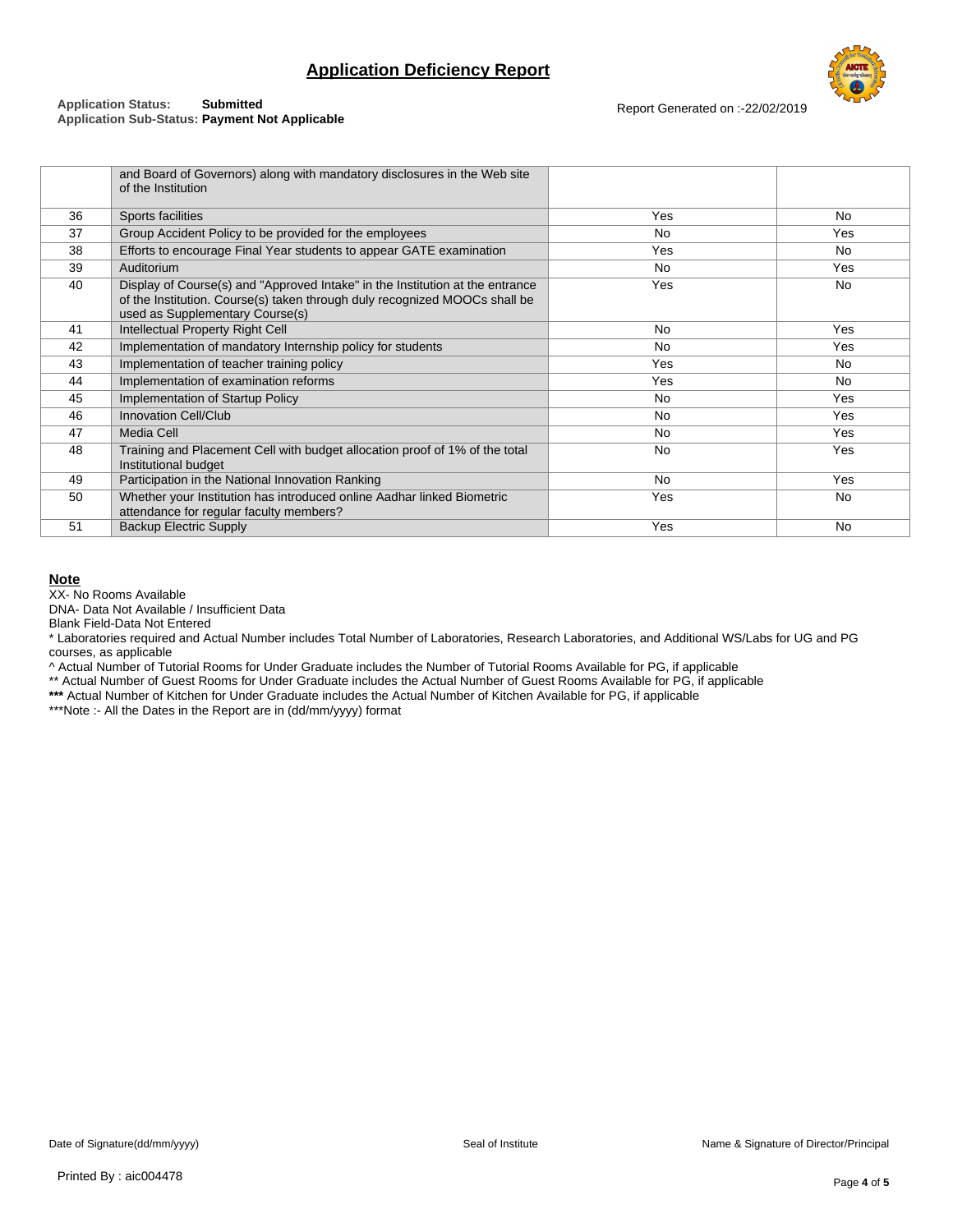# Application Deficiency Report

**Application Status:** **Submitted**
**Application Sub-Status:** **Payment Not Applicable**

Report Generated on :-22/02/2019

| | | | |
|---|---|---|---|
| | and Board of Governors) along with mandatory disclosures in the Web site of the Institution | | |
| 36 | Sports facilities | Yes | No |
| 37 | Group Accident Policy to be provided for the employees | No | Yes |
| 38 | Efforts to encourage Final Year students to appear GATE examination | Yes | No |
| 39 | Auditorium | No | Yes |
| 40 | Display of Course(s) and "Approved Intake" in the Institution at the entrance of the Institution. Course(s) taken through duly recognized MOOCs shall be used as Supplementary Course(s) | Yes | No |
| 41 | Intellectual Property Right Cell | No | Yes |
| 42 | Implementation of mandatory Internship policy for students | No | Yes |
| 43 | Implementation of teacher training policy | Yes | No |
| 44 | Implementation of examination reforms | Yes | No |
| 45 | Implementation of Startup Policy | No | Yes |
| 46 | Innovation Cell/Club | No | Yes |
| 47 | Media Cell | No | Yes |
| 48 | Training and Placement Cell with budget allocation proof of 1% of the total Institutional budget | No | Yes |
| 49 | Participation in the National Innovation Ranking | No | Yes |
| 50 | Whether your Institution has introduced online Aadhar linked Biometric attendance for regular faculty members? | Yes | No |
| 51 | Backup Electric Supply | Yes | No |

**Note**

XX- No Rooms Available

DNA- Data Not Available / Insufficient Data

Blank Field-Data Not Entered

* Laboratories required and Actual Number includes Total Number of Laboratories, Research Laboratories, and Additional WS/Labs for UG and PG courses, as applicable

^ Actual Number of Tutorial Rooms for Under Graduate includes the Number of Tutorial Rooms Available for PG, if applicable

** Actual Number of Guest Rooms for Under Graduate includes the Actual Number of Guest Rooms Available for PG, if applicable

**\*\*\*** Actual Number of Kitchen for Under Graduate includes the Actual Number of Kitchen Available for PG, if applicable

***Note :- All the Dates in the Report are in (dd/mm/yyyy) format

Date of Signature(dd/mm/yyyy) | Seal of Institute | Name & Signature of Director/Principal

Printed By : aic004478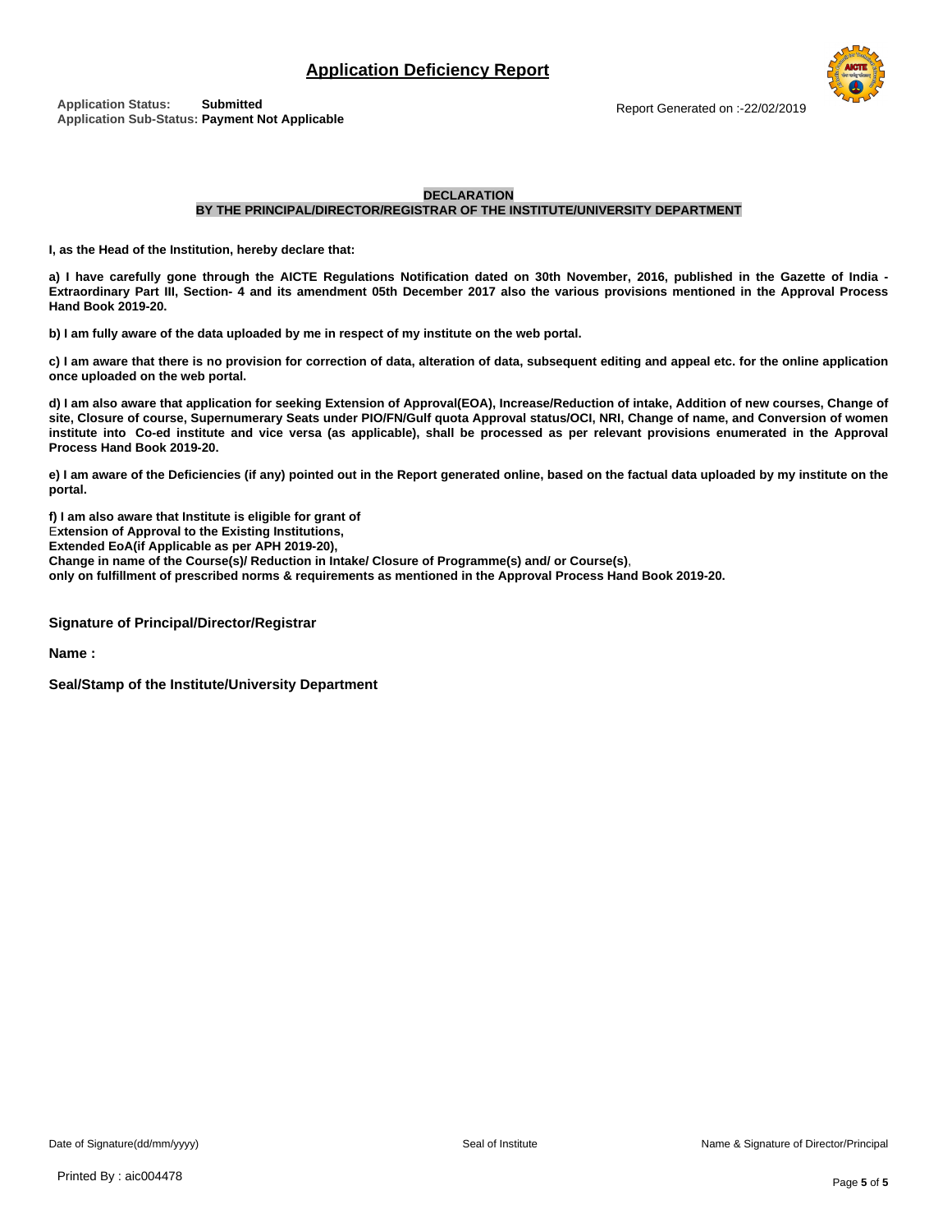# Application Deficiency Report

**Application Status:** **Submitted**
**Application Sub-Status:** **Payment Not Applicable**

Report Generated on :-22/02/2019

**DECLARATION**
**BY THE PRINCIPAL/DIRECTOR/REGISTRAR OF THE INSTITUTE/UNIVERSITY DEPARTMENT**

**I, as the Head of the Institution, hereby declare that:**

**a) I have carefully gone through the AICTE Regulations Notification dated on 30th November, 2016, published in the Gazette of India - Extraordinary Part III, Section- 4 and its amendment 05th December 2017 also the various provisions mentioned in the Approval Process Hand Book 2019-20.**

**b) I am fully aware of the data uploaded by me in respect of my institute on the web portal.**

**c) I am aware that there is no provision for correction of data, alteration of data, subsequent editing and appeal etc. for the online application once uploaded on the web portal.**

**d) I am also aware that application for seeking Extension of Approval(EOA), Increase/Reduction of intake, Addition of new courses, Change of site, Closure of course, Supernumerary Seats under PIO/FN/Gulf quota Approval status/OCI, NRI, Change of name, and Conversion of women institute into Co-ed institute and vice versa (as applicable), shall be processed as per relevant provisions enumerated in the Approval Process Hand Book 2019-20.**

**e) I am aware of the Deficiencies (if any) pointed out in the Report generated online, based on the factual data uploaded by my institute on the portal.**

**f) I am also aware that Institute is eligible for grant of**
E**xtension of Approval to the Existing Institutions,**
**Extended EoA(if Applicable as per APH 2019-20),**
**Change in name of the Course(s)/ Reduction in Intake/ Closure of Programme(s) and/ or Course(s)**,
**only on fulfillment of prescribed norms & requirements as mentioned in the Approval Process Hand Book 2019-20.**

**Signature of Principal/Director/Registrar**

**Name :**

**Seal/Stamp of the Institute/University Department**

Date of Signature(dd/mm/yyyy) | Seal of Institute | Name & Signature of Director/Principal

Printed By : aic004478